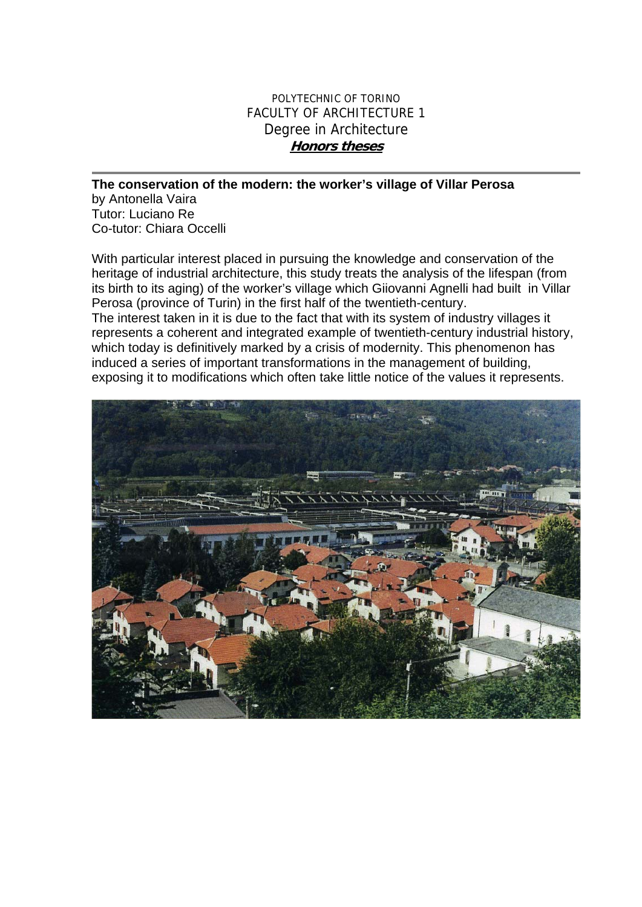POLYTECHNIC OF TORINO
FACULTY OF ARCHITECTURE 1
Degree in Architecture
***Honors theses***

---

**The conservation of the modern: the worker's village of Villar Perosa**
by Antonella Vaira
Tutor: Luciano Re
Co-tutor: Chiara Occelli

With particular interest placed in pursuing the knowledge and conservation of the heritage of industrial architecture, this study treats the analysis of the lifespan (from its birth to its aging) of the worker's village which Giiovanni Agnelli had built in Villar Perosa (province of Turin) in the first half of the twentieth-century.
The interest taken in it is due to the fact that with its system of industry villages it represents a coherent and integrated example of twentieth-century industrial history, which today is definitively marked by a crisis of modernity. This phenomenon has induced a series of important transformations in the management of building, exposing it to modifications which often take little notice of the values it represents.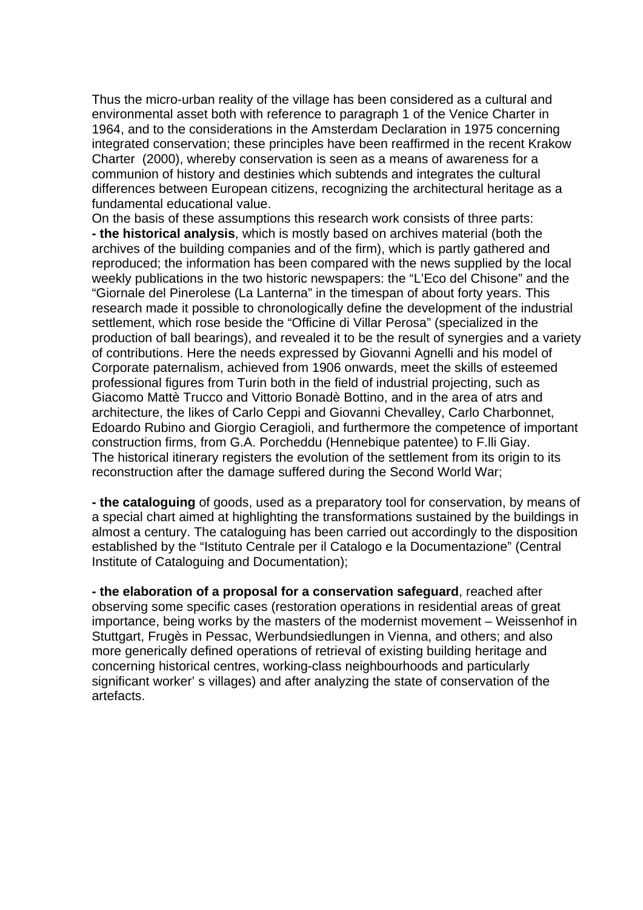Thus the micro-urban reality of the village has been considered as a cultural and environmental asset both with reference to paragraph 1 of the Venice Charter in 1964, and to the considerations in the Amsterdam Declaration in 1975 concerning integrated conservation; these principles have been reaffirmed in the recent Krakow Charter (2000), whereby conservation is seen as a means of awareness for a communion of history and destinies which subtends and integrates the cultural differences between European citizens, recognizing the architectural heritage as a fundamental educational value.

On the basis of these assumptions this research work consists of three parts:

**- the historical analysis**, which is mostly based on archives material (both the archives of the building companies and of the firm), which is partly gathered and reproduced; the information has been compared with the news supplied by the local weekly publications in the two historic newspapers: the "L'Eco del Chisone" and the "Giornale del Pinerolese (La Lanterna" in the timespan of about forty years. This research made it possible to chronologically define the development of the industrial settlement, which rose beside the "Officine di Villar Perosa" (specialized in the production of ball bearings), and revealed it to be the result of synergies and a variety of contributions. Here the needs expressed by Giovanni Agnelli and his model of Corporate paternalism, achieved from 1906 onwards, meet the skills of esteemed professional figures from Turin both in the field of industrial projecting, such as Giacomo Mattè Trucco and Vittorio Bonadè Bottino, and in the area of atrs and architecture, the likes of Carlo Ceppi and Giovanni Chevalley, Carlo Charbonnet, Edoardo Rubino and Giorgio Ceragioli, and furthermore the competence of important construction firms, from G.A. Porcheddu (Hennebique patentee) to F.lli Giay.
The historical itinerary registers the evolution of the settlement from its origin to its reconstruction after the damage suffered during the Second World War;

**- the cataloguing** of goods, used as a preparatory tool for conservation, by means of a special chart aimed at highlighting the transformations sustained by the buildings in almost a century. The cataloguing has been carried out accordingly to the disposition established by the "Istituto Centrale per il Catalogo e la Documentazione" (Central Institute of Cataloguing and Documentation);

**- the elaboration of a proposal for a conservation safeguard**, reached after observing some specific cases (restoration operations in residential areas of great importance, being works by the masters of the modernist movement – Weissenhof in Stuttgart, Frugès in Pessac, Werbundsiedlungen in Vienna, and others; and also more generically defined operations of retrieval of existing building heritage and concerning historical centres, working-class neighbourhoods and particularly significant worker' s villages) and after analyzing the state of conservation of the artefacts.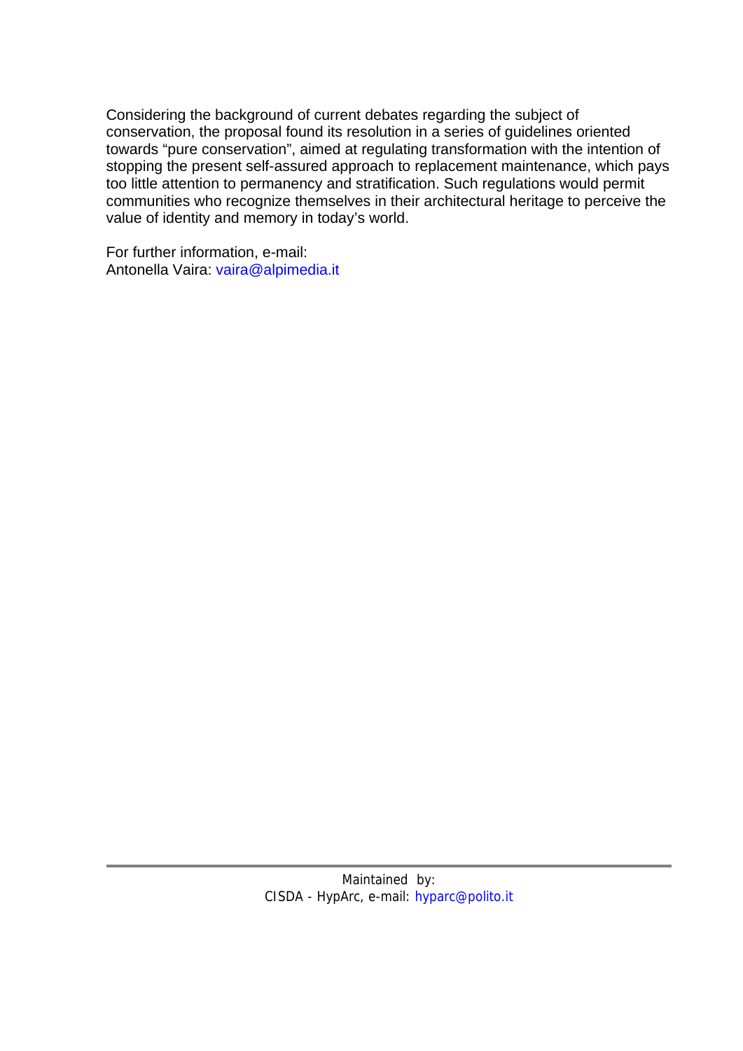Considering the background of current debates regarding the subject of conservation, the proposal found its resolution in a series of guidelines oriented towards “pure conservation”, aimed at regulating transformation with the intention of stopping the present self-assured approach to replacement maintenance, which pays too little attention to permanency and stratification. Such regulations would permit communities who recognize themselves in their architectural heritage to perceive the value of identity and memory in today’s world.

For further information, e-mail:
Antonella Vaira: vaira@alpimedia.it

Maintained by:
CISDA - HypArc, e-mail: hyparc@polito.it